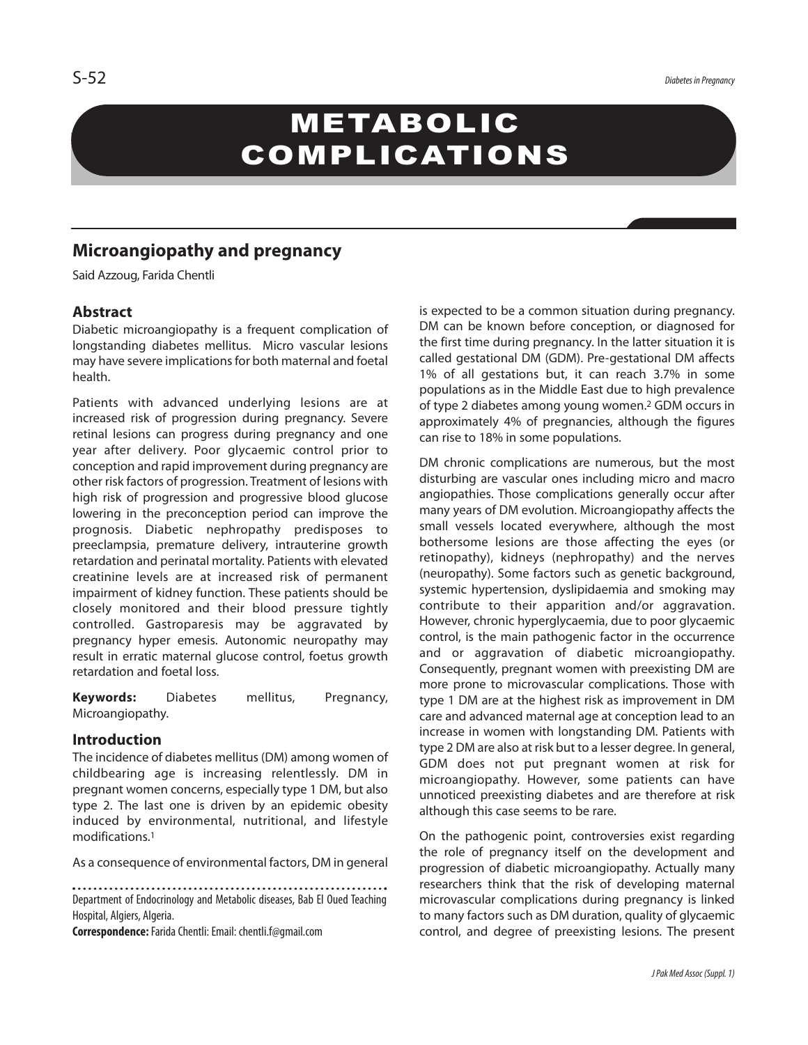# METABOLIC COMPLICATIONS

## Microangiopathy and pregnancy

Said Azzoug, Farida Chentli

### Abstract

Diabetic microangiopathy is a frequent complication of longstanding diabetes mellitus. Micro vascular lesions may have severe implications for both maternal and foetal health.

Patients with advanced underlying lesions are at increased risk of progression during pregnancy. Severe retinal lesions can progress during pregnancy and one year after delivery. Poor glycaemic control prior to conception and rapid improvement during pregnancy are other risk factors of progression. Treatment of lesions with high risk of progression and progressive blood glucose lowering in the preconception period can improve the prognosis. Diabetic nephropathy predisposes to preeclampsia, premature delivery, intrauterine growth retardation and perinatal mortality. Patients with elevated creatinine levels are at increased risk of permanent impairment of kidney function. These patients should be closely monitored and their blood pressure tightly controlled. Gastroparesis may be aggravated by pregnancy hyper emesis. Autonomic neuropathy may result in erratic maternal glucose control, foetus growth retardation and foetal loss.

**Keywords:** Diabetes mellitus, Pregnancy, Microangiopathy.

### Introduction

The incidence of diabetes mellitus (DM) among women of childbearing age is increasing relentlessly. DM in pregnant women concerns, especially type 1 DM, but also type 2. The last one is driven by an epidemic obesity induced by environmental, nutritional, and lifestyle modifications.[1]

As a consequence of environmental factors, DM in general is expected to be a common situation during pregnancy. DM can be known before conception, or diagnosed for the first time during pregnancy. In the latter situation it is called gestational DM (GDM). Pre-gestational DM affects 1% of all gestations but, it can reach 3.7% in some populations as in the Middle East due to high prevalence of type 2 diabetes among young women.[2] GDM occurs in approximately 4% of pregnancies, although the figures can rise to 18% in some populations.

DM chronic complications are numerous, but the most disturbing are vascular ones including micro and macro angiopathies. Those complications generally occur after many years of DM evolution. Microangiopathy affects the small vessels located everywhere, although the most bothersome lesions are those affecting the eyes (or retinopathy), kidneys (nephropathy) and the nerves (neuropathy). Some factors such as genetic background, systemic hypertension, dyslipidaemia and smoking may contribute to their apparition and/or aggravation. However, chronic hyperglycaemia, due to poor glycaemic control, is the main pathogenic factor in the occurrence and or aggravation of diabetic microangiopathy. Consequently, pregnant women with preexisting DM are more prone to microvascular complications. Those with type 1 DM are at the highest risk as improvement in DM care and advanced maternal age at conception lead to an increase in women with longstanding DM. Patients with type 2 DM are also at risk but to a lesser degree. In general, GDM does not put pregnant women at risk for microangiopathy. However, some patients can have unnoticed preexisting diabetes and are therefore at risk although this case seems to be rare.

On the pathogenic point, controversies exist regarding the role of pregnancy itself on the development and progression of diabetic microangiopathy. Actually many researchers think that the risk of developing maternal microvascular complications during pregnancy is linked to many factors such as DM duration, quality of glycaemic control, and degree of preexisting lesions. The present

Department of Endocrinology and Metabolic diseases, Bab El Oued Teaching Hospital, Algiers, Algeria.

**Correspondence:** Farida Chentli: Email: chentli.f@gmail.com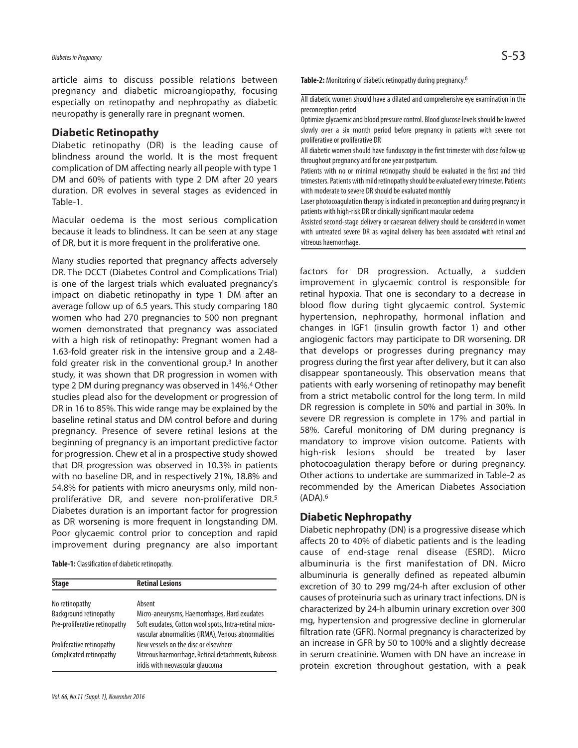article aims to discuss possible relations between pregnancy and diabetic microangiopathy, focusing especially on retinopathy and nephropathy as diabetic neuropathy is generally rare in pregnant women.

## Diabetic Retinopathy

Diabetic retinopathy (DR) is the leading cause of blindness around the world. It is the most frequent complication of DM affecting nearly all people with type 1 DM and 60% of patients with type 2 DM after 20 years duration. DR evolves in several stages as evidenced in Table-1.

Macular oedema is the most serious complication because it leads to blindness. It can be seen at any stage of DR, but it is more frequent in the proliferative one.

Many studies reported that pregnancy affects adversely DR. The DCCT (Diabetes Control and Complications Trial) is one of the largest trials which evaluated pregnancy's impact on diabetic retinopathy in type 1 DM after an average follow up of 6.5 years. This study comparing 180 women who had 270 pregnancies to 500 non pregnant women demonstrated that pregnancy was associated with a high risk of retinopathy: Pregnant women had a 1.63-fold greater risk in the intensive group and a 2.48-fold greater risk in the conventional group.[3] In another study, it was shown that DR progression in women with type 2 DM during pregnancy was observed in 14%.[4] Other studies plead also for the development or progression of DR in 16 to 85%. This wide range may be explained by the baseline retinal status and DM control before and during pregnancy. Presence of severe retinal lesions at the beginning of pregnancy is an important predictive factor for progression. Chew et al in a prospective study showed that DR progression was observed in 10.3% in patients with no baseline DR, and in respectively 21%, 18.8% and 54.8% for patients with micro aneurysms only, mild non-proliferative DR, and severe non-proliferative DR.[5] Diabetes duration is an important factor for progression as DR worsening is more frequent in longstanding DM. Poor glycaemic control prior to conception and rapid improvement during pregnancy are also important factors for DR progression. Actually, a sudden improvement in glycaemic control is responsible for retinal hypoxia. That one is secondary to a decrease in blood flow during tight glycaemic control. Systemic hypertension, nephropathy, hormonal inflation and changes in IGF1 (insulin growth factor 1) and other angiogenic factors may participate to DR worsening. DR that develops or progresses during pregnancy may progress during the first year after delivery, but it can also disappear spontaneously. This observation means that patients with early worsening of retinopathy may benefit from a strict metabolic control for the long term. In mild DR regression is complete in 50% and partial in 30%. In severe DR regression is complete in 17% and partial in 58%. Careful monitoring of DM during pregnancy is mandatory to improve vision outcome. Patients with high-risk lesions should be treated by laser photocoagulation therapy before or during pregnancy. Other actions to undertake are summarized in Table-2 as recommended by the American Diabetes Association (ADA).[6]

**Table-1:** Classification of diabetic retinopathy.

| Stage | Retinal Lesions |
|---|---|
| No retinopathy | Absent |
| Background retinopathy | Micro-aneurysms, Haemorrhages, Hard exudates |
| Pre-proliferative retinopathy | Soft exudates, Cotton wool spots, Intra-retinal micro-vascular abnormalities (IRMA), Venous abnormalities |
| Proliferative retinopathy | New vessels on the disc or elsewhere |
| Complicated retinopathy | Vitreous haemorrhage, Retinal detachments, Rubeosis iridis with neovascular glaucoma |

**Table-2:** Monitoring of diabetic retinopathy during pregnancy.[6]

| |
|---|
| All diabetic women should have a dilated and comprehensive eye examination in the preconception period |
| Optimize glycaemic and blood pressure control. Blood glucose levels should be lowered slowly over a six month period before pregnancy in patients with severe non proliferative or proliferative DR |
| All diabetic women should have funduscopy in the first trimester with close follow-up throughout pregnancy and for one year postpartum. |
| Patients with no or minimal retinopathy should be evaluated in the first and third trimesters. Patients with mild retinopathy should be evaluated every trimester. Patients with moderate to severe DR should be evaluated monthly |
| Laser photocoagulation therapy is indicated in preconception and during pregnancy in patients with high-risk DR or clinically significant macular oedema |
| Assisted second-stage delivery or caesarean delivery should be considered in women with untreated severe DR as vaginal delivery has been associated with retinal and vitreous haemorrhage. |

## Diabetic Nephropathy

Diabetic nephropathy (DN) is a progressive disease which affects 20 to 40% of diabetic patients and is the leading cause of end-stage renal disease (ESRD). Micro albuminuria is the first manifestation of DN. Micro albuminuria is generally defined as repeated albumin excretion of 30 to 299 mg/24-h after exclusion of other causes of proteinuria such as urinary tract infections. DN is characterized by 24-h albumin urinary excretion over 300 mg, hypertension and progressive decline in glomerular filtration rate (GFR). Normal pregnancy is characterized by an increase in GFR by 50 to 100% and a slightly decrease in serum creatinine. Women with DN have an increase in protein excretion throughout gestation, with a peak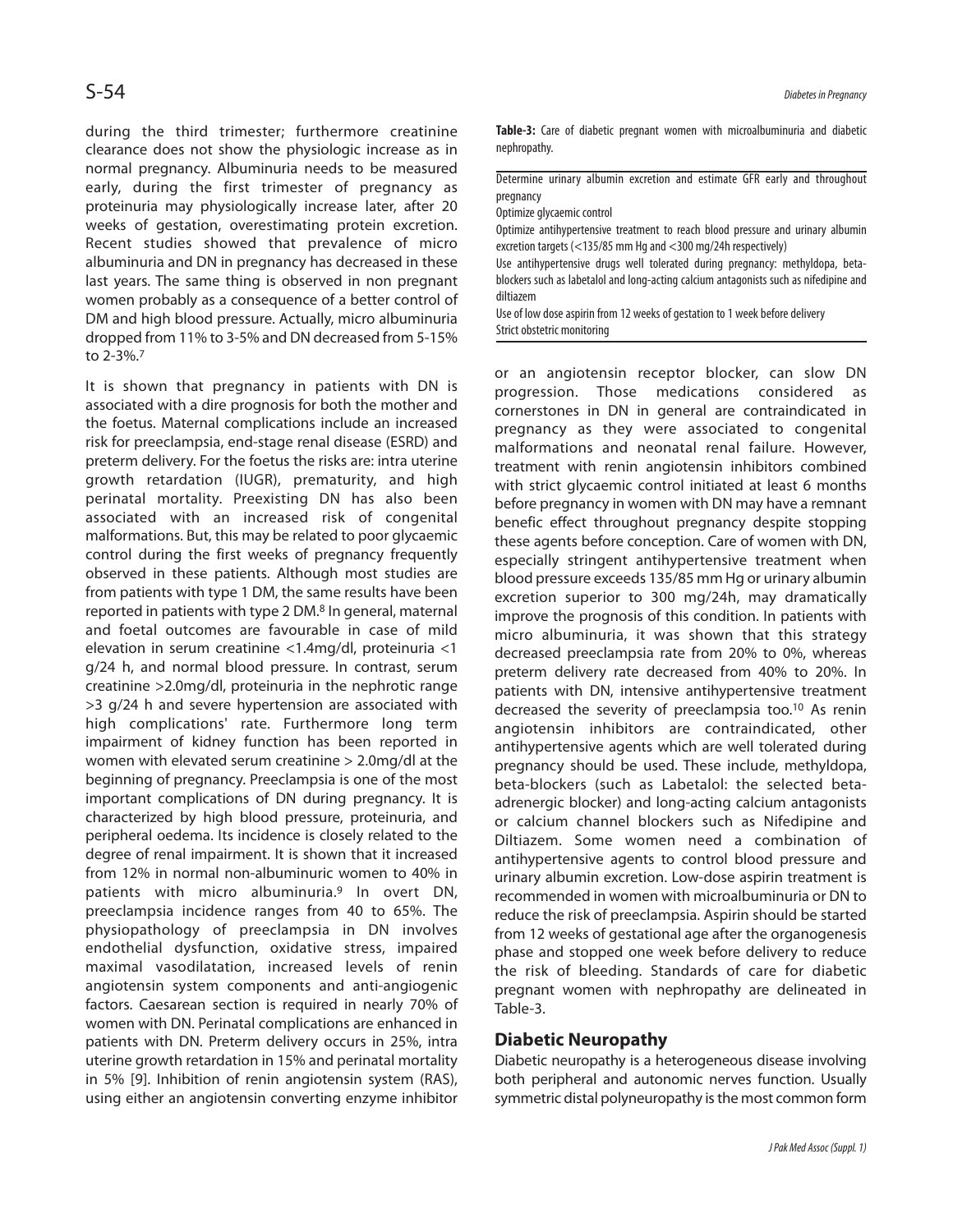during the third trimester; furthermore creatinine clearance does not show the physiologic increase as in normal pregnancy. Albuminuria needs to be measured early, during the first trimester of pregnancy as proteinuria may physiologically increase later, after 20 weeks of gestation, overestimating protein excretion. Recent studies showed that prevalence of micro albuminuria and DN in pregnancy has decreased in these last years. The same thing is observed in non pregnant women probably as a consequence of a better control of DM and high blood pressure. Actually, micro albuminuria dropped from 11% to 3-5% and DN decreased from 5-15% to 2-3%.[7]

It is shown that pregnancy in patients with DN is associated with a dire prognosis for both the mother and the foetus. Maternal complications include an increased risk for preeclampsia, end-stage renal disease (ESRD) and preterm delivery. For the foetus the risks are: intra uterine growth retardation (IUGR), prematurity, and high perinatal mortality. Preexisting DN has also been associated with an increased risk of congenital malformations. But, this may be related to poor glycaemic control during the first weeks of pregnancy frequently observed in these patients. Although most studies are from patients with type 1 DM, the same results have been reported in patients with type 2 DM.[8] In general, maternal and foetal outcomes are favourable in case of mild elevation in serum creatinine <1.4mg/dl, proteinuria <1 g/24 h, and normal blood pressure. In contrast, serum creatinine >2.0mg/dl, proteinuria in the nephrotic range >3 g/24 h and severe hypertension are associated with high complications' rate. Furthermore long term impairment of kidney function has been reported in women with elevated serum creatinine > 2.0mg/dl at the beginning of pregnancy. Preeclampsia is one of the most important complications of DN during pregnancy. It is characterized by high blood pressure, proteinuria, and peripheral oedema. Its incidence is closely related to the degree of renal impairment. It is shown that it increased from 12% in normal non-albuminuric women to 40% in patients with micro albuminuria.[9] In overt DN, preeclampsia incidence ranges from 40 to 65%. The physiopathology of preeclampsia in DN involves endothelial dysfunction, oxidative stress, impaired maximal vasodilatation, increased levels of renin angiotensin system components and anti-angiogenic factors. Caesarean section is required in nearly 70% of women with DN. Perinatal complications are enhanced in patients with DN. Preterm delivery occurs in 25%, intra uterine growth retardation in 15% and perinatal mortality in 5% [9]. Inhibition of renin angiotensin system (RAS), using either an angiotensin converting enzyme inhibitor or an angiotensin receptor blocker, can slow DN progression. Those medications considered as cornerstones in DN in general are contraindicated in pregnancy as they were associated to congenital malformations and neonatal renal failure. However, treatment with renin angiotensin inhibitors combined with strict glycaemic control initiated at least 6 months before pregnancy in women with DN may have a remnant benefic effect throughout pregnancy despite stopping these agents before conception. Care of women with DN, especially stringent antihypertensive treatment when blood pressure exceeds 135/85 mm Hg or urinary albumin excretion superior to 300 mg/24h, may dramatically improve the prognosis of this condition. In patients with micro albuminuria, it was shown that this strategy decreased preeclampsia rate from 20% to 0%, whereas preterm delivery rate decreased from 40% to 20%. In patients with DN, intensive antihypertensive treatment decreased the severity of preeclampsia too.[10] As renin angiotensin inhibitors are contraindicated, other antihypertensive agents which are well tolerated during pregnancy should be used. These include, methyldopa, beta-blockers (such as Labetalol: the selected beta-adrenergic blocker) and long-acting calcium antagonists or calcium channel blockers such as Nifedipine and Diltiazem. Some women need a combination of antihypertensive agents to control blood pressure and urinary albumin excretion. Low-dose aspirin treatment is recommended in women with microalbuminuria or DN to reduce the risk of preeclampsia. Aspirin should be started from 12 weeks of gestational age after the organogenesis phase and stopped one week before delivery to reduce the risk of bleeding. Standards of care for diabetic pregnant women with nephropathy are delineated in Table-3.

**Table-3:** Care of diabetic pregnant women with microalbuminuria and diabetic nephropathy.

| |
|---|
| Determine urinary albumin excretion and estimate GFR early and throughout pregnancy |
| Optimize glycaemic control |
| Optimize antihypertensive treatment to reach blood pressure and urinary albumin excretion targets (<135/85 mm Hg and <300 mg/24h respectively) |
| Use antihypertensive drugs well tolerated during pregnancy: methyldopa, beta-blockers such as labetalol and long-acting calcium antagonists such as nifedipine and diltiazem |
| Use of low dose aspirin from 12 weeks of gestation to 1 week before delivery |
| Strict obstetric monitoring |

## Diabetic Neuropathy

Diabetic neuropathy is a heterogeneous disease involving both peripheral and autonomic nerves function. Usually symmetric distal polyneuropathy is the most common form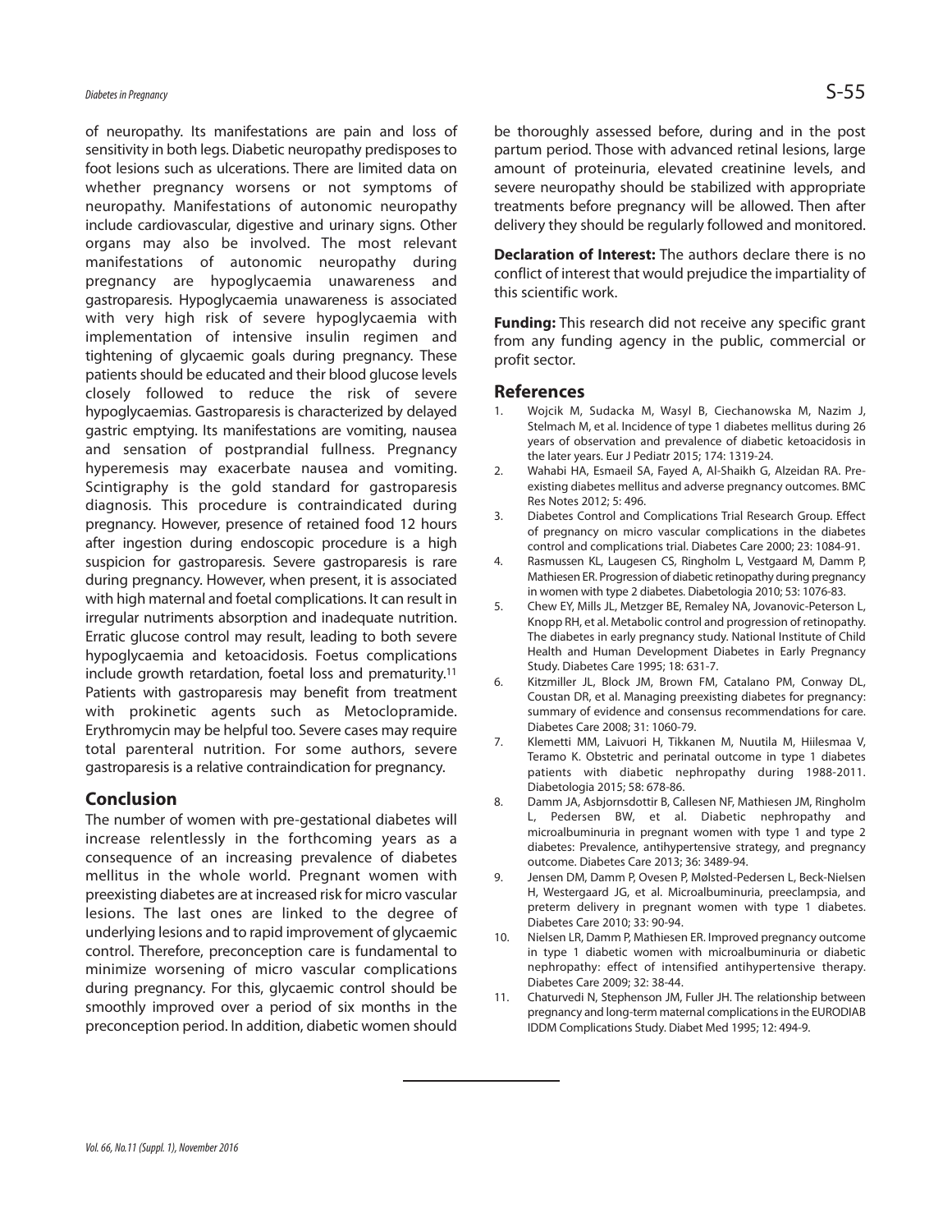of neuropathy. Its manifestations are pain and loss of sensitivity in both legs. Diabetic neuropathy predisposes to foot lesions such as ulcerations. There are limited data on whether pregnancy worsens or not symptoms of neuropathy. Manifestations of autonomic neuropathy include cardiovascular, digestive and urinary signs. Other organs may also be involved. The most relevant manifestations of autonomic neuropathy during pregnancy are hypoglycaemia unawareness and gastroparesis. Hypoglycaemia unawareness is associated with very high risk of severe hypoglycaemia with implementation of intensive insulin regimen and tightening of glycaemic goals during pregnancy. These patients should be educated and their blood glucose levels closely followed to reduce the risk of severe hypoglycaemias. Gastroparesis is characterized by delayed gastric emptying. Its manifestations are vomiting, nausea and sensation of postprandial fullness. Pregnancy hyperemesis may exacerbate nausea and vomiting. Scintigraphy is the gold standard for gastroparesis diagnosis. This procedure is contraindicated during pregnancy. However, presence of retained food 12 hours after ingestion during endoscopic procedure is a high suspicion for gastroparesis. Severe gastroparesis is rare during pregnancy. However, when present, it is associated with high maternal and foetal complications. It can result in irregular nutriments absorption and inadequate nutrition. Erratic glucose control may result, leading to both severe hypoglycaemia and ketoacidosis. Foetus complications include growth retardation, foetal loss and prematurity.[11] Patients with gastroparesis may benefit from treatment with prokinetic agents such as Metoclopramide. Erythromycin may be helpful too. Severe cases may require total parenteral nutrition. For some authors, severe gastroparesis is a relative contraindication for pregnancy.

## Conclusion

The number of women with pre-gestational diabetes will increase relentlessly in the forthcoming years as a consequence of an increasing prevalence of diabetes mellitus in the whole world. Pregnant women with preexisting diabetes are at increased risk for micro vascular lesions. The last ones are linked to the degree of underlying lesions and to rapid improvement of glycaemic control. Therefore, preconception care is fundamental to minimize worsening of micro vascular complications during pregnancy. For this, glycaemic control should be smoothly improved over a period of six months in the preconception period. In addition, diabetic women should be thoroughly assessed before, during and in the post partum period. Those with advanced retinal lesions, large amount of proteinuria, elevated creatinine levels, and severe neuropathy should be stabilized with appropriate treatments before pregnancy will be allowed. Then after delivery they should be regularly followed and monitored.

**Declaration of Interest:** The authors declare there is no conflict of interest that would prejudice the impartiality of this scientific work.

**Funding:** This research did not receive any specific grant from any funding agency in the public, commercial or profit sector.

## References

1. Wojcik M, Sudacka M, Wasyl B, Ciechanowska M, Nazim J, Stelmach M, et al. Incidence of type 1 diabetes mellitus during 26 years of observation and prevalence of diabetic ketoacidosis in the later years. Eur J Pediatr 2015; 174: 1319-24.
2. Wahabi HA, Esmaeil SA, Fayed A, Al-Shaikh G, Alzeidan RA. Pre-existing diabetes mellitus and adverse pregnancy outcomes. BMC Res Notes 2012; 5: 496.
3. Diabetes Control and Complications Trial Research Group. Effect of pregnancy on micro vascular complications in the diabetes control and complications trial. Diabetes Care 2000; 23: 1084-91.
4. Rasmussen KL, Laugesen CS, Ringholm L, Vestgaard M, Damm P, Mathiesen ER. Progression of diabetic retinopathy during pregnancy in women with type 2 diabetes. Diabetologia 2010; 53: 1076-83.
5. Chew EY, Mills JL, Metzger BE, Remaley NA, Jovanovic-Peterson L, Knopp RH, et al. Metabolic control and progression of retinopathy. The diabetes in early pregnancy study. National Institute of Child Health and Human Development Diabetes in Early Pregnancy Study. Diabetes Care 1995; 18: 631-7.
6. Kitzmiller JL, Block JM, Brown FM, Catalano PM, Conway DL, Coustan DR, et al. Managing preexisting diabetes for pregnancy: summary of evidence and consensus recommendations for care. Diabetes Care 2008; 31: 1060-79.
7. Klemetti MM, Laivuori H, Tikkanen M, Nuutila M, Hiilesmaa V, Teramo K. Obstetric and perinatal outcome in type 1 diabetes patients with diabetic nephropathy during 1988-2011. Diabetologia 2015; 58: 678-86.
8. Damm JA, Asbjornsdottir B, Callesen NF, Mathiesen JM, Ringholm L, Pedersen BW, et al. Diabetic nephropathy and microalbuminuria in pregnant women with type 1 and type 2 diabetes: Prevalence, antihypertensive strategy, and pregnancy outcome. Diabetes Care 2013; 36: 3489-94.
9. Jensen DM, Damm P, Ovesen P, Mølsted-Pedersen L, Beck-Nielsen H, Westergaard JG, et al. Microalbuminuria, preeclampsia, and preterm delivery in pregnant women with type 1 diabetes. Diabetes Care 2010; 33: 90-94.
10. Nielsen LR, Damm P, Mathiesen ER. Improved pregnancy outcome in type 1 diabetic women with microalbuminuria or diabetic nephropathy: effect of intensified antihypertensive therapy. Diabetes Care 2009; 32: 38-44.
11. Chaturvedi N, Stephenson JM, Fuller JH. The relationship between pregnancy and long-term maternal complications in the EURODIAB IDDM Complications Study. Diabet Med 1995; 12: 494-9.